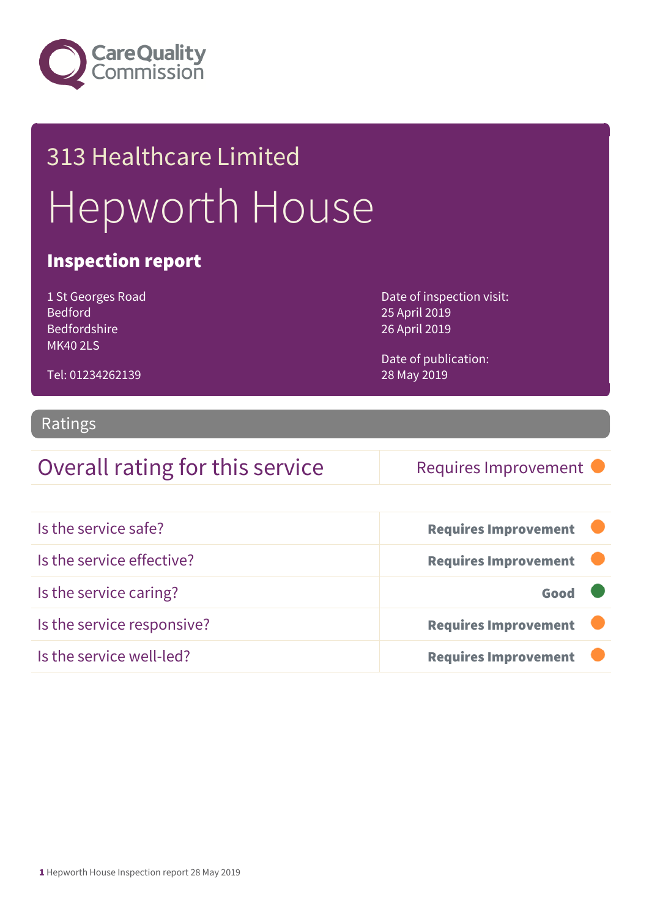Care Quality Commission

# 313 Healthcare Limited

# Hepworth House

## Inspection report

1 St Georges Road
Bedford
Bedfordshire
MK40 2LS

Tel: 01234262139

Date of inspection visit:
25 April 2019
26 April 2019

Date of publication:
28 May 2019

## Ratings

| Overall rating for this service | Requires Improvement |
|---|---|

| | |
|---|---|
| Is the service safe? | **Requires Improvement** |
| Is the service effective? | **Requires Improvement** |
| Is the service caring? | **Good** |
| Is the service responsive? | **Requires Improvement** |
| Is the service well-led? | **Requires Improvement** |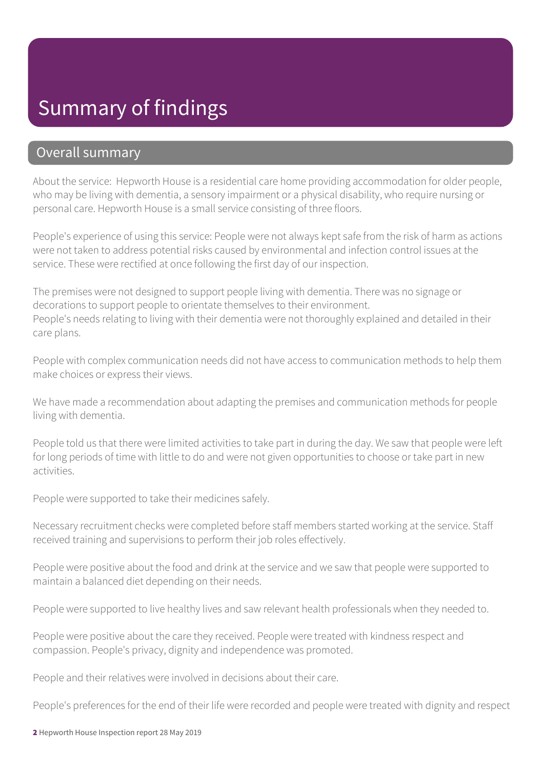# Summary of findings

## Overall summary

About the service: Hepworth House is a residential care home providing accommodation for older people, who may be living with dementia, a sensory impairment or a physical disability, who require nursing or personal care. Hepworth House is a small service consisting of three floors.

People's experience of using this service: People were not always kept safe from the risk of harm as actions were not taken to address potential risks caused by environmental and infection control issues at the service. These were rectified at once following the first day of our inspection.

The premises were not designed to support people living with dementia. There was no signage or decorations to support people to orientate themselves to their environment.
People's needs relating to living with their dementia were not thoroughly explained and detailed in their care plans.

People with complex communication needs did not have access to communication methods to help them make choices or express their views.

We have made a recommendation about adapting the premises and communication methods for people living with dementia.

People told us that there were limited activities to take part in during the day. We saw that people were left for long periods of time with little to do and were not given opportunities to choose or take part in new activities.

People were supported to take their medicines safely.

Necessary recruitment checks were completed before staff members started working at the service. Staff received training and supervisions to perform their job roles effectively.

People were positive about the food and drink at the service and we saw that people were supported to maintain a balanced diet depending on their needs.

People were supported to live healthy lives and saw relevant health professionals when they needed to.

People were positive about the care they received. People were treated with kindness respect and compassion. People's privacy, dignity and independence was promoted.

People and their relatives were involved in decisions about their care.

People's preferences for the end of their life were recorded and people were treated with dignity and respect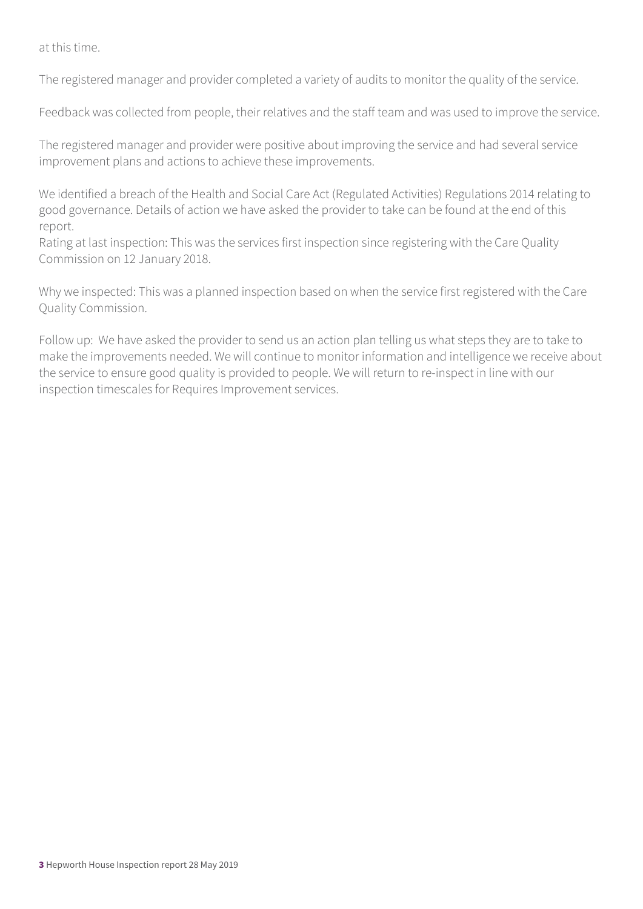at this time.

The registered manager and provider completed a variety of audits to monitor the quality of the service.

Feedback was collected from people, their relatives and the staff team and was used to improve the service.

The registered manager and provider were positive about improving the service and had several service improvement plans and actions to achieve these improvements.

We identified a breach of the Health and Social Care Act (Regulated Activities) Regulations 2014 relating to good governance. Details of action we have asked the provider to take can be found at the end of this report.
Rating at last inspection: This was the services first inspection since registering with the Care Quality Commission on 12 January 2018.

Why we inspected: This was a planned inspection based on when the service first registered with the Care Quality Commission.

Follow up: We have asked the provider to send us an action plan telling us what steps they are to take to make the improvements needed. We will continue to monitor information and intelligence we receive about the service to ensure good quality is provided to people. We will return to re-inspect in line with our inspection timescales for Requires Improvement services.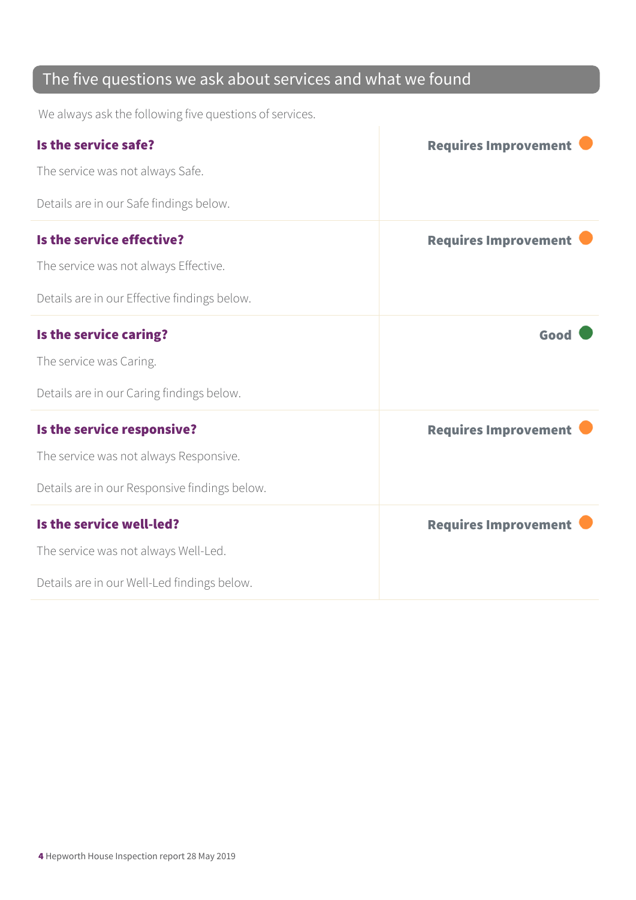## The five questions we ask about services and what we found

We always ask the following five questions of services.

| | |
|---|---|
| **Is the service safe?**<br><br>The service was not always Safe.<br><br>Details are in our Safe findings below. | **Requires Improvement** |
| **Is the service effective?**<br><br>The service was not always Effective.<br><br>Details are in our Effective findings below. | **Requires Improvement** |
| **Is the service caring?**<br><br>The service was Caring.<br><br>Details are in our Caring findings below. | **Good** |
| **Is the service responsive?**<br><br>The service was not always Responsive.<br><br>Details are in our Responsive findings below. | **Requires Improvement** |
| **Is the service well-led?**<br><br>The service was not always Well-Led.<br><br>Details are in our Well-Led findings below. | **Requires Improvement** |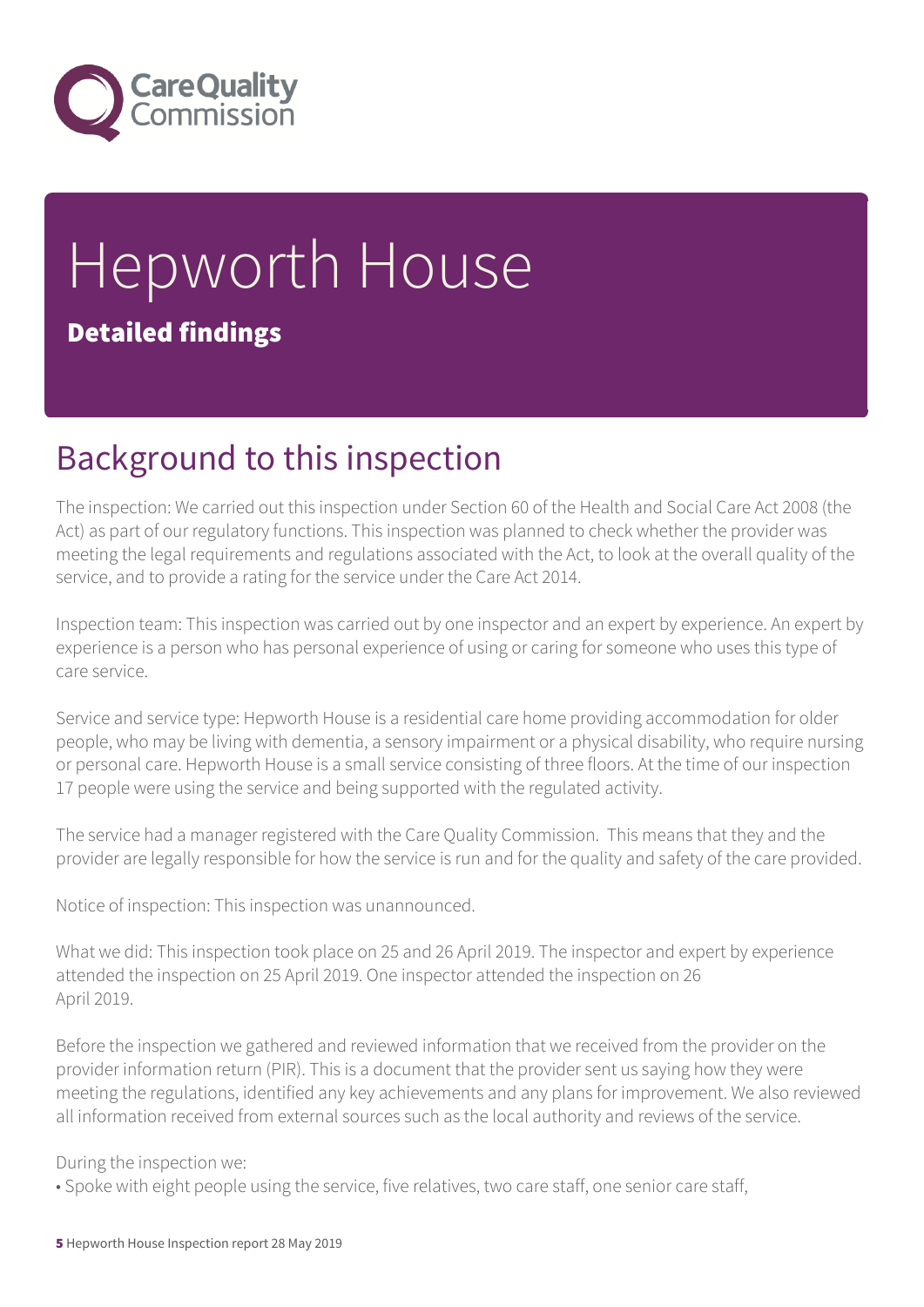# Hepworth House

## Detailed findings

## Background to this inspection

The inspection: We carried out this inspection under Section 60 of the Health and Social Care Act 2008 (the Act) as part of our regulatory functions. This inspection was planned to check whether the provider was meeting the legal requirements and regulations associated with the Act, to look at the overall quality of the service, and to provide a rating for the service under the Care Act 2014.

Inspection team: This inspection was carried out by one inspector and an expert by experience. An expert by experience is a person who has personal experience of using or caring for someone who uses this type of care service.

Service and service type: Hepworth House is a residential care home providing accommodation for older people, who may be living with dementia, a sensory impairment or a physical disability, who require nursing or personal care. Hepworth House is a small service consisting of three floors. At the time of our inspection 17 people were using the service and being supported with the regulated activity.

The service had a manager registered with the Care Quality Commission. This means that they and the provider are legally responsible for how the service is run and for the quality and safety of the care provided.

Notice of inspection: This inspection was unannounced.

What we did: This inspection took place on 25 and 26 April 2019. The inspector and expert by experience attended the inspection on 25 April 2019. One inspector attended the inspection on 26 April 2019.

Before the inspection we gathered and reviewed information that we received from the provider on the provider information return (PIR). This is a document that the provider sent us saying how they were meeting the regulations, identified any key achievements and any plans for improvement. We also reviewed all information received from external sources such as the local authority and reviews of the service.

During the inspection we:

- Spoke with eight people using the service, five relatives, two care staff, one senior care staff,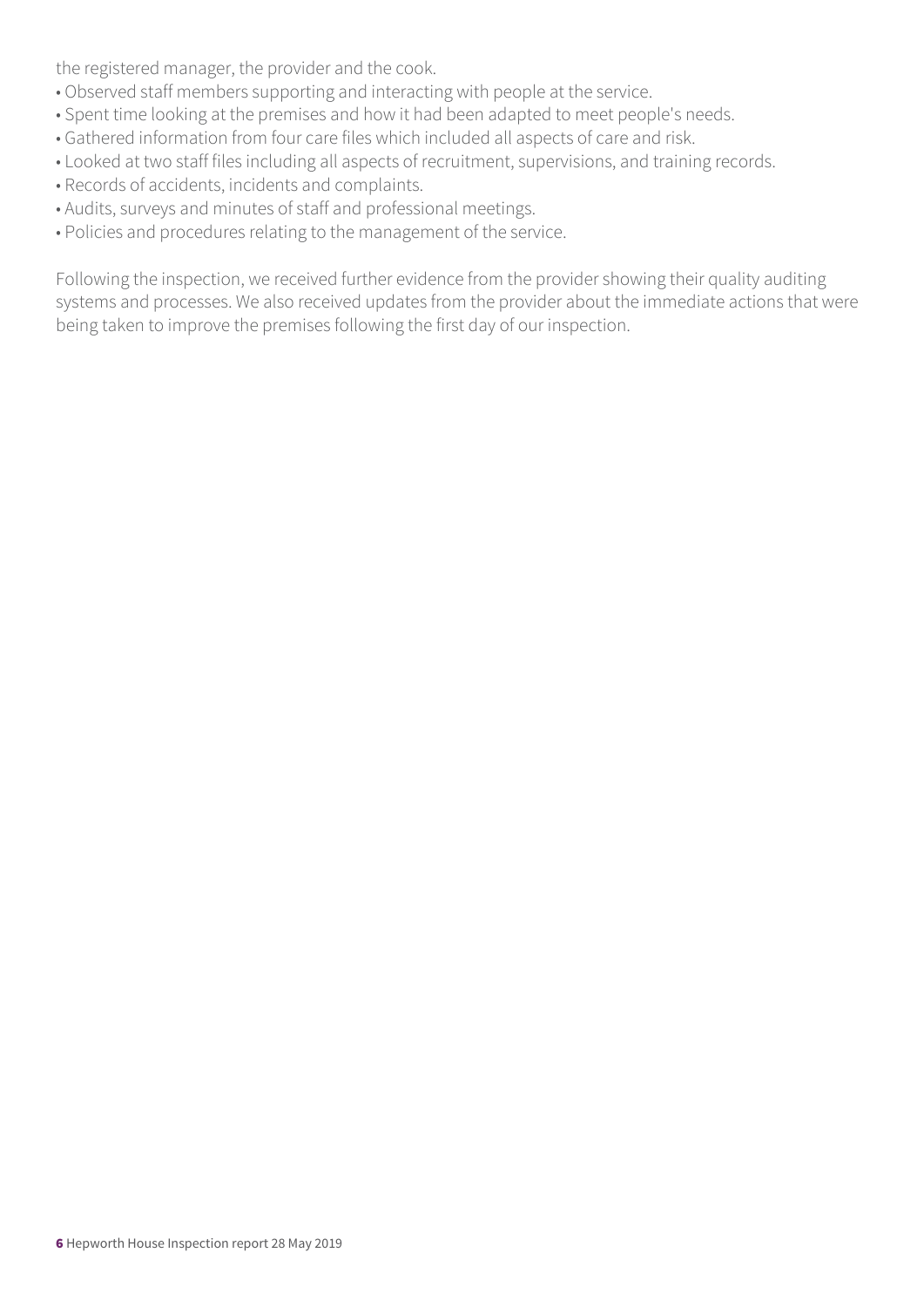the registered manager, the provider and the cook.

- Observed staff members supporting and interacting with people at the service.
- Spent time looking at the premises and how it had been adapted to meet people's needs.
- Gathered information from four care files which included all aspects of care and risk.
- Looked at two staff files including all aspects of recruitment, supervisions, and training records.
- Records of accidents, incidents and complaints.
- Audits, surveys and minutes of staff and professional meetings.
- Policies and procedures relating to the management of the service.

Following the inspection, we received further evidence from the provider showing their quality auditing systems and processes. We also received updates from the provider about the immediate actions that were being taken to improve the premises following the first day of our inspection.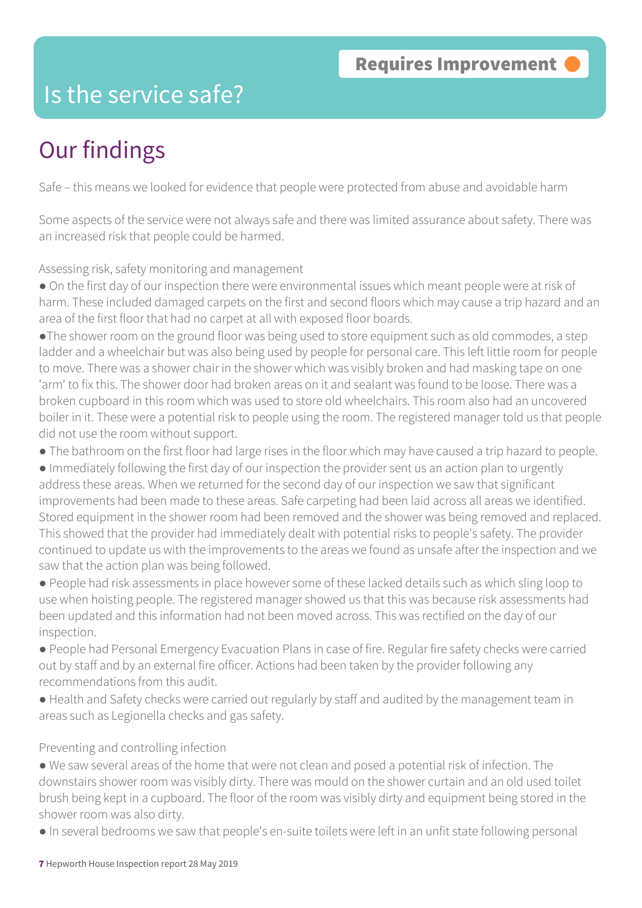# Is the service safe?

**Requires Improvement**

## Our findings

Safe – this means we looked for evidence that people were protected from abuse and avoidable harm

Some aspects of the service were not always safe and there was limited assurance about safety. There was an increased risk that people could be harmed.

Assessing risk, safety monitoring and management

- On the first day of our inspection there were environmental issues which meant people were at risk of harm. These included damaged carpets on the first and second floors which may cause a trip hazard and an area of the first floor that had no carpet at all with exposed floor boards.
- The shower room on the ground floor was being used to store equipment such as old commodes, a step ladder and a wheelchair but was also being used by people for personal care. This left little room for people to move. There was a shower chair in the shower which was visibly broken and had masking tape on one 'arm' to fix this. The shower door had broken areas on it and sealant was found to be loose. There was a broken cupboard in this room which was used to store old wheelchairs. This room also had an uncovered boiler in it. These were a potential risk to people using the room. The registered manager told us that people did not use the room without support.
- The bathroom on the first floor had large rises in the floor which may have caused a trip hazard to people.
- Immediately following the first day of our inspection the provider sent us an action plan to urgently address these areas. When we returned for the second day of our inspection we saw that significant improvements had been made to these areas. Safe carpeting had been laid across all areas we identified. Stored equipment in the shower room had been removed and the shower was being removed and replaced. This showed that the provider had immediately dealt with potential risks to people's safety. The provider continued to update us with the improvements to the areas we found as unsafe after the inspection and we saw that the action plan was being followed.
- People had risk assessments in place however some of these lacked details such as which sling loop to use when hoisting people. The registered manager showed us that this was because risk assessments had been updated and this information had not been moved across. This was rectified on the day of our inspection.
- People had Personal Emergency Evacuation Plans in case of fire. Regular fire safety checks were carried out by staff and by an external fire officer. Actions had been taken by the provider following any recommendations from this audit.
- Health and Safety checks were carried out regularly by staff and audited by the management team in areas such as Legionella checks and gas safety.

Preventing and controlling infection

- We saw several areas of the home that were not clean and posed a potential risk of infection. The downstairs shower room was visibly dirty. There was mould on the shower curtain and an old used toilet brush being kept in a cupboard. The floor of the room was visibly dirty and equipment being stored in the shower room was also dirty.
- In several bedrooms we saw that people's en-suite toilets were left in an unfit state following personal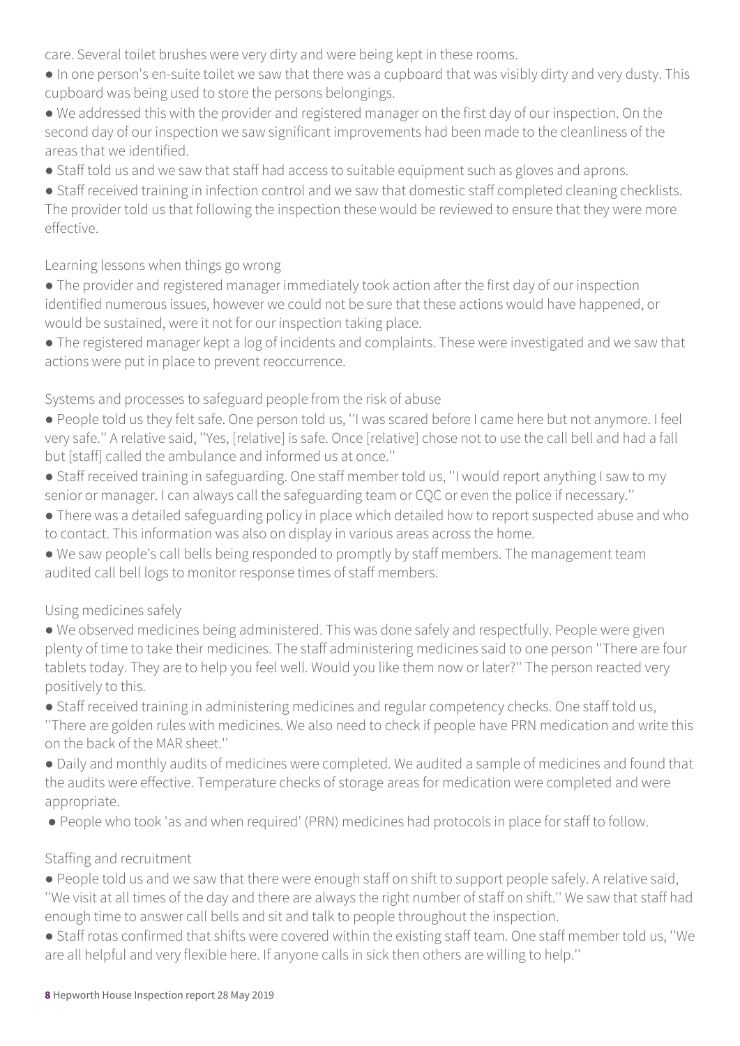care. Several toilet brushes were very dirty and were being kept in these rooms.

- In one person's en-suite toilet we saw that there was a cupboard that was visibly dirty and very dusty. This cupboard was being used to store the persons belongings.
- We addressed this with the provider and registered manager on the first day of our inspection. On the second day of our inspection we saw significant improvements had been made to the cleanliness of the areas that we identified.
- Staff told us and we saw that staff had access to suitable equipment such as gloves and aprons.
- Staff received training in infection control and we saw that domestic staff completed cleaning checklists. The provider told us that following the inspection these would be reviewed to ensure that they were more effective.

Learning lessons when things go wrong

- The provider and registered manager immediately took action after the first day of our inspection identified numerous issues, however we could not be sure that these actions would have happened, or would be sustained, were it not for our inspection taking place.
- The registered manager kept a log of incidents and complaints. These were investigated and we saw that actions were put in place to prevent reoccurrence.

Systems and processes to safeguard people from the risk of abuse

- People told us they felt safe. One person told us, ''I was scared before I came here but not anymore. I feel very safe.'' A relative said, ''Yes, [relative] is safe. Once [relative] chose not to use the call bell and had a fall but [staff] called the ambulance and informed us at once.''
- Staff received training in safeguarding. One staff member told us, ''I would report anything I saw to my senior or manager. I can always call the safeguarding team or CQC or even the police if necessary.''
- There was a detailed safeguarding policy in place which detailed how to report suspected abuse and who to contact. This information was also on display in various areas across the home.
- We saw people's call bells being responded to promptly by staff members. The management team audited call bell logs to monitor response times of staff members.

Using medicines safely

- We observed medicines being administered. This was done safely and respectfully. People were given plenty of time to take their medicines. The staff administering medicines said to one person ''There are four tablets today. They are to help you feel well. Would you like them now or later?'' The person reacted very positively to this.
- Staff received training in administering medicines and regular competency checks. One staff told us, ''There are golden rules with medicines. We also need to check if people have PRN medication and write this on the back of the MAR sheet.''
- Daily and monthly audits of medicines were completed. We audited a sample of medicines and found that the audits were effective. Temperature checks of storage areas for medication were completed and were appropriate.
- People who took 'as and when required' (PRN) medicines had protocols in place for staff to follow.

Staffing and recruitment

- People told us and we saw that there were enough staff on shift to support people safely. A relative said, ''We visit at all times of the day and there are always the right number of staff on shift.'' We saw that staff had enough time to answer call bells and sit and talk to people throughout the inspection.
- Staff rotas confirmed that shifts were covered within the existing staff team. One staff member told us, ''We are all helpful and very flexible here. If anyone calls in sick then others are willing to help.''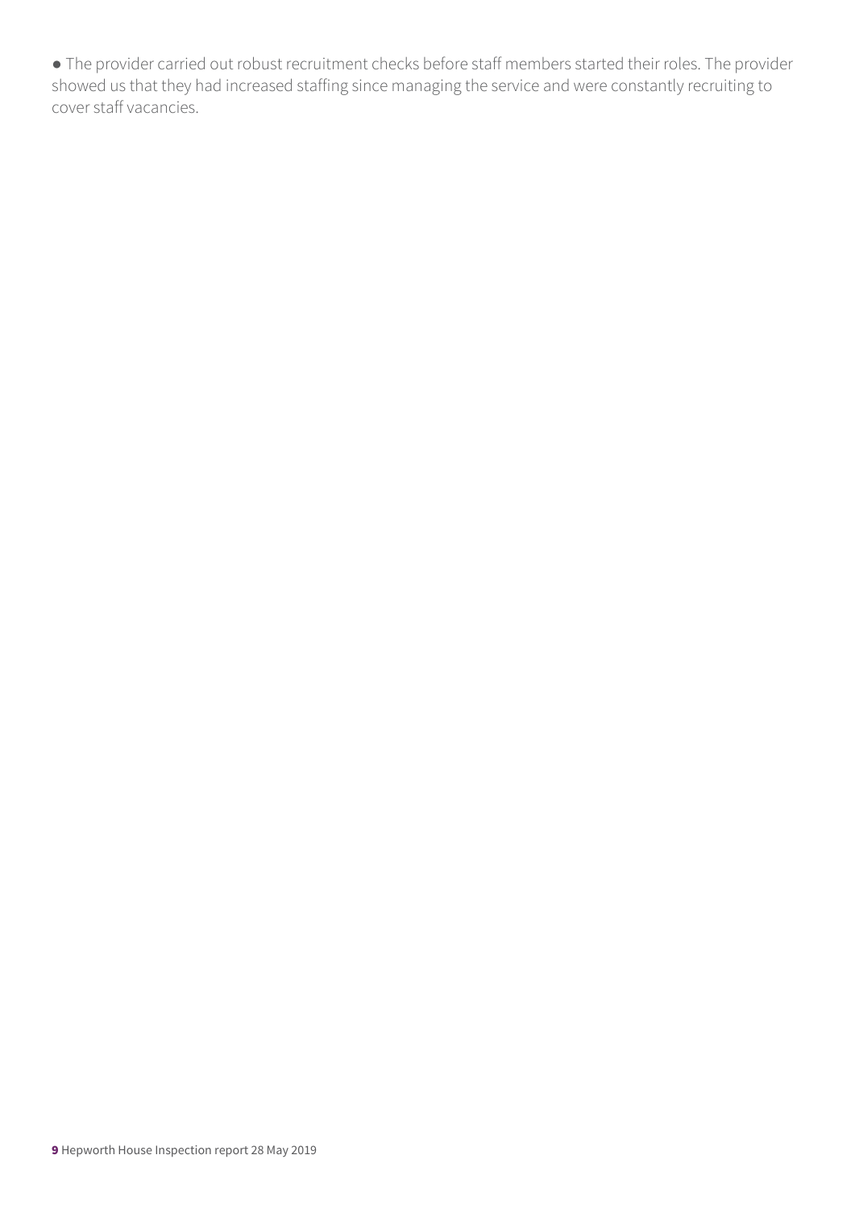- The provider carried out robust recruitment checks before staff members started their roles. The provider showed us that they had increased staffing since managing the service and were constantly recruiting to cover staff vacancies.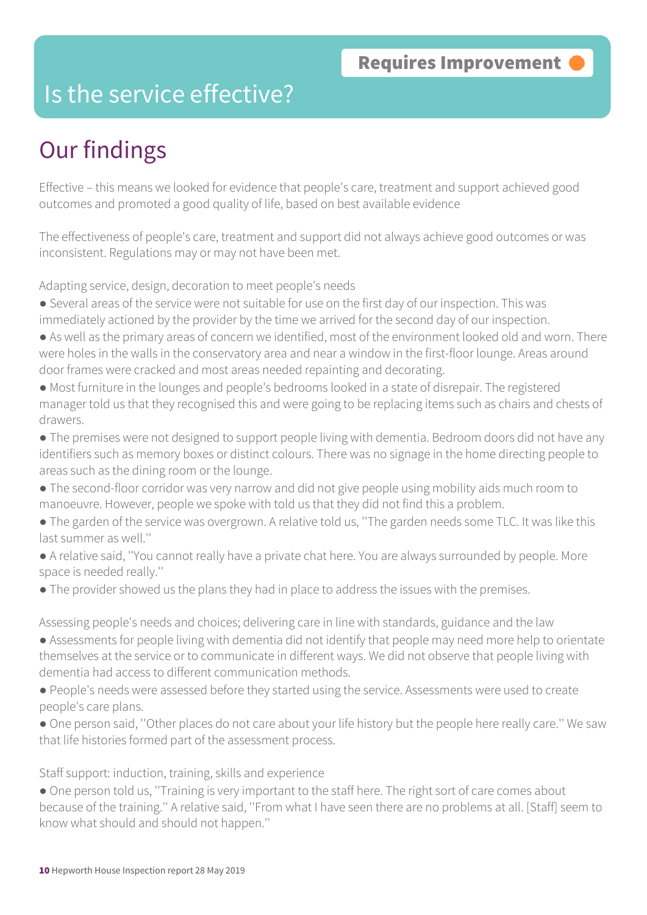Requires Improvement

# Is the service effective?

## Our findings

Effective – this means we looked for evidence that people's care, treatment and support achieved good outcomes and promoted a good quality of life, based on best available evidence

The effectiveness of people's care, treatment and support did not always achieve good outcomes or was inconsistent. Regulations may or may not have been met.

Adapting service, design, decoration to meet people's needs

- Several areas of the service were not suitable for use on the first day of our inspection. This was immediately actioned by the provider by the time we arrived for the second day of our inspection.
- As well as the primary areas of concern we identified, most of the environment looked old and worn. There were holes in the walls in the conservatory area and near a window in the first-floor lounge. Areas around door frames were cracked and most areas needed repainting and decorating.
- Most furniture in the lounges and people's bedrooms looked in a state of disrepair. The registered manager told us that they recognised this and were going to be replacing items such as chairs and chests of drawers.
- The premises were not designed to support people living with dementia. Bedroom doors did not have any identifiers such as memory boxes or distinct colours. There was no signage in the home directing people to areas such as the dining room or the lounge.
- The second-floor corridor was very narrow and did not give people using mobility aids much room to manoeuvre. However, people we spoke with told us that they did not find this a problem.
- The garden of the service was overgrown. A relative told us, ''The garden needs some TLC. It was like this last summer as well.''
- A relative said, ''You cannot really have a private chat here. You are always surrounded by people. More space is needed really.''
- The provider showed us the plans they had in place to address the issues with the premises.

Assessing people's needs and choices; delivering care in line with standards, guidance and the law

- Assessments for people living with dementia did not identify that people may need more help to orientate themselves at the service or to communicate in different ways. We did not observe that people living with dementia had access to different communication methods.
- People's needs were assessed before they started using the service. Assessments were used to create people's care plans.
- One person said, ''Other places do not care about your life history but the people here really care.'' We saw that life histories formed part of the assessment process.

Staff support: induction, training, skills and experience

- One person told us, ''Training is very important to the staff here. The right sort of care comes about because of the training.'' A relative said, ''From what I have seen there are no problems at all. [Staff] seem to know what should and should not happen.''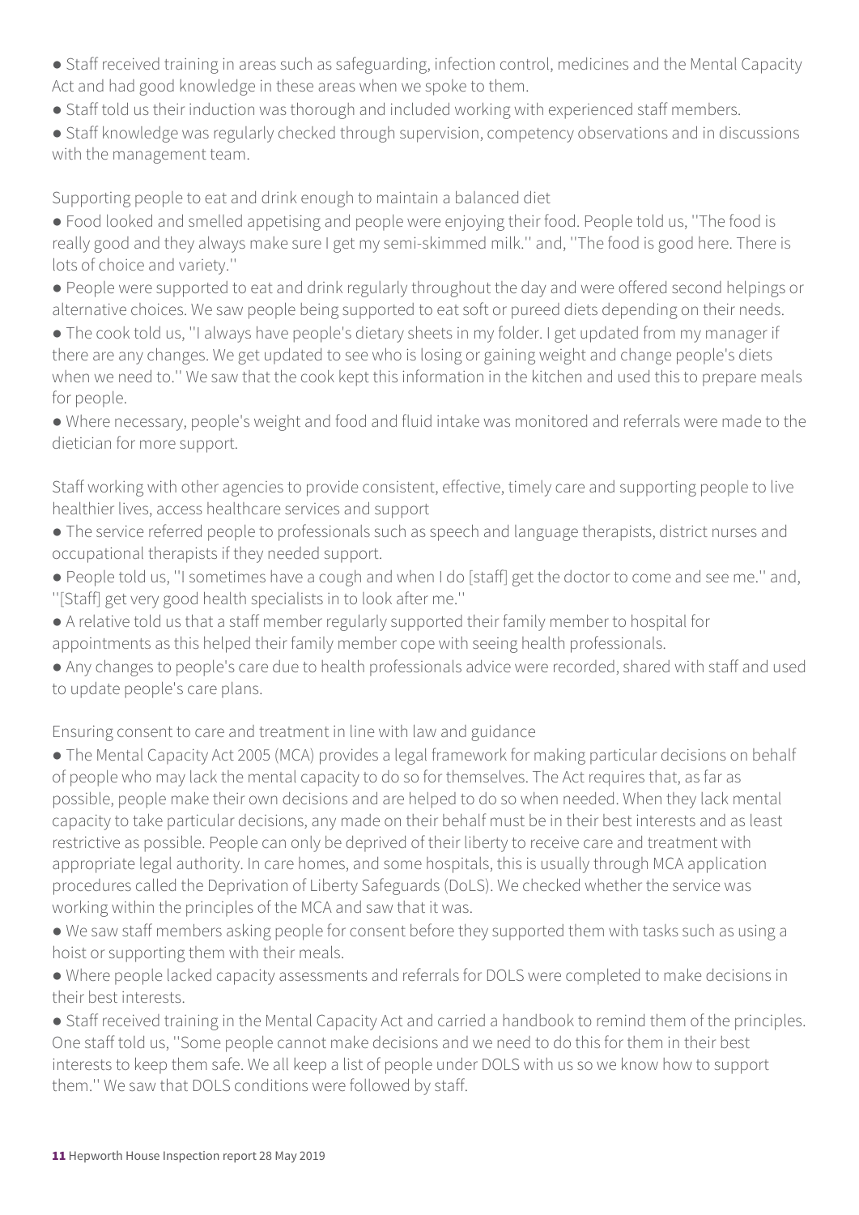- Staff received training in areas such as safeguarding, infection control, medicines and the Mental Capacity Act and had good knowledge in these areas when we spoke to them.
- Staff told us their induction was thorough and included working with experienced staff members.
- Staff knowledge was regularly checked through supervision, competency observations and in discussions with the management team.

Supporting people to eat and drink enough to maintain a balanced diet

- Food looked and smelled appetising and people were enjoying their food. People told us, ''The food is really good and they always make sure I get my semi-skimmed milk.'' and, ''The food is good here. There is lots of choice and variety.''
- People were supported to eat and drink regularly throughout the day and were offered second helpings or alternative choices. We saw people being supported to eat soft or pureed diets depending on their needs.
- The cook told us, ''I always have people's dietary sheets in my folder. I get updated from my manager if there are any changes. We get updated to see who is losing or gaining weight and change people's diets when we need to.'' We saw that the cook kept this information in the kitchen and used this to prepare meals for people.
- Where necessary, people's weight and food and fluid intake was monitored and referrals were made to the dietician for more support.

Staff working with other agencies to provide consistent, effective, timely care and supporting people to live healthier lives, access healthcare services and support

- The service referred people to professionals such as speech and language therapists, district nurses and occupational therapists if they needed support.
- People told us, ''I sometimes have a cough and when I do [staff] get the doctor to come and see me.'' and, ''[Staff] get very good health specialists in to look after me.''
- A relative told us that a staff member regularly supported their family member to hospital for appointments as this helped their family member cope with seeing health professionals.
- Any changes to people's care due to health professionals advice were recorded, shared with staff and used to update people's care plans.

Ensuring consent to care and treatment in line with law and guidance

- The Mental Capacity Act 2005 (MCA) provides a legal framework for making particular decisions on behalf of people who may lack the mental capacity to do so for themselves. The Act requires that, as far as possible, people make their own decisions and are helped to do so when needed. When they lack mental capacity to take particular decisions, any made on their behalf must be in their best interests and as least restrictive as possible. People can only be deprived of their liberty to receive care and treatment with appropriate legal authority. In care homes, and some hospitals, this is usually through MCA application procedures called the Deprivation of Liberty Safeguards (DoLS). We checked whether the service was working within the principles of the MCA and saw that it was.
- We saw staff members asking people for consent before they supported them with tasks such as using a hoist or supporting them with their meals.
- Where people lacked capacity assessments and referrals for DOLS were completed to make decisions in their best interests.
- Staff received training in the Mental Capacity Act and carried a handbook to remind them of the principles. One staff told us, ''Some people cannot make decisions and we need to do this for them in their best interests to keep them safe. We all keep a list of people under DOLS with us so we know how to support them.'' We saw that DOLS conditions were followed by staff.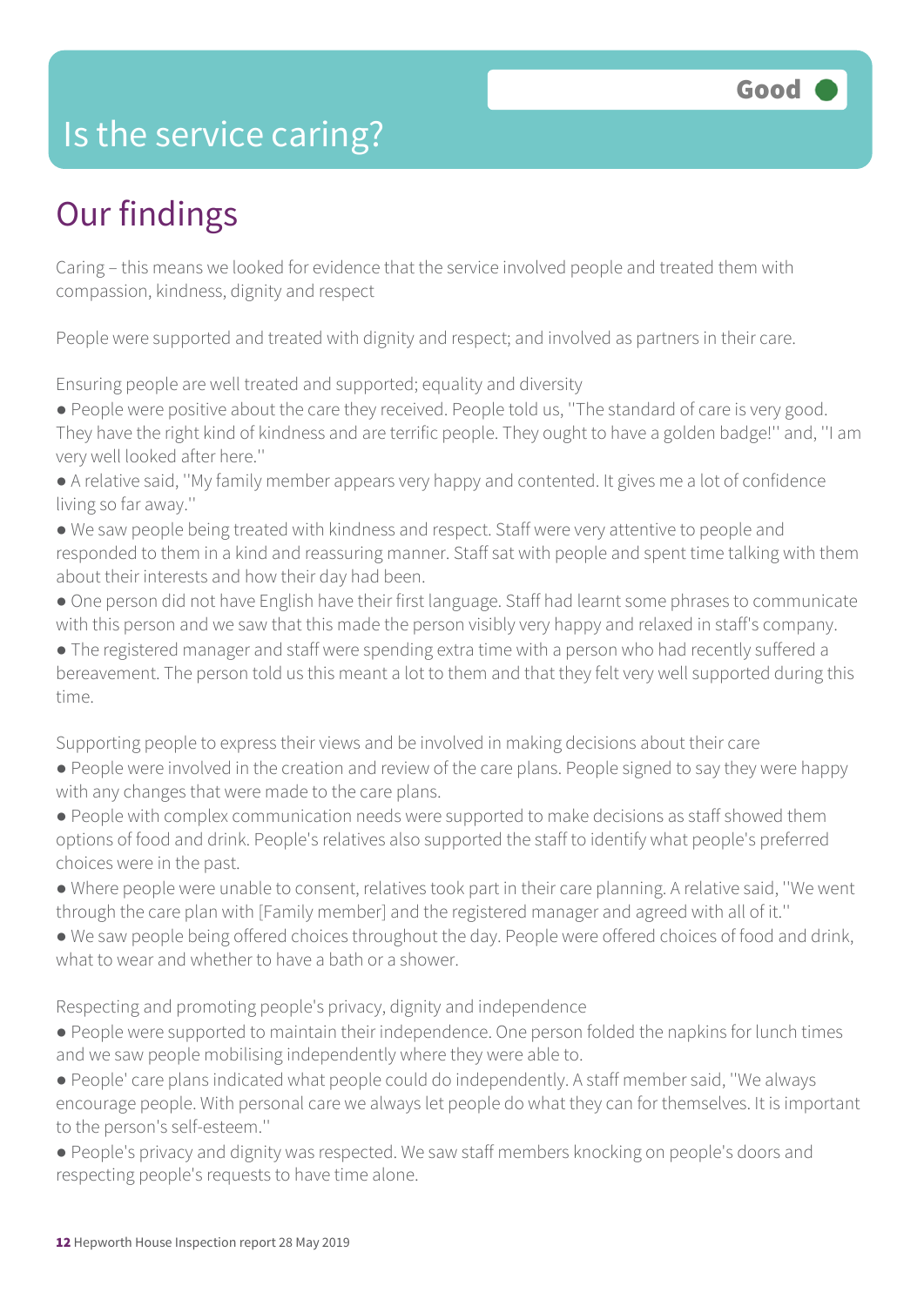# Is the service caring?

Good

## Our findings

Caring – this means we looked for evidence that the service involved people and treated them with compassion, kindness, dignity and respect

People were supported and treated with dignity and respect; and involved as partners in their care.

Ensuring people are well treated and supported; equality and diversity

- People were positive about the care they received. People told us, ''The standard of care is very good. They have the right kind of kindness and are terrific people. They ought to have a golden badge!'' and, ''I am very well looked after here.''
- A relative said, ''My family member appears very happy and contented. It gives me a lot of confidence living so far away.''
- We saw people being treated with kindness and respect. Staff were very attentive to people and responded to them in a kind and reassuring manner. Staff sat with people and spent time talking with them about their interests and how their day had been.
- One person did not have English have their first language. Staff had learnt some phrases to communicate with this person and we saw that this made the person visibly very happy and relaxed in staff's company.
- The registered manager and staff were spending extra time with a person who had recently suffered a bereavement. The person told us this meant a lot to them and that they felt very well supported during this time.

Supporting people to express their views and be involved in making decisions about their care

- People were involved in the creation and review of the care plans. People signed to say they were happy with any changes that were made to the care plans.
- People with complex communication needs were supported to make decisions as staff showed them options of food and drink. People's relatives also supported the staff to identify what people's preferred choices were in the past.
- Where people were unable to consent, relatives took part in their care planning. A relative said, ''We went through the care plan with [Family member] and the registered manager and agreed with all of it.''
- We saw people being offered choices throughout the day. People were offered choices of food and drink, what to wear and whether to have a bath or a shower.

Respecting and promoting people's privacy, dignity and independence

- People were supported to maintain their independence. One person folded the napkins for lunch times and we saw people mobilising independently where they were able to.
- People' care plans indicated what people could do independently. A staff member said, ''We always encourage people. With personal care we always let people do what they can for themselves. It is important to the person's self-esteem.''
- People's privacy and dignity was respected. We saw staff members knocking on people's doors and respecting people's requests to have time alone.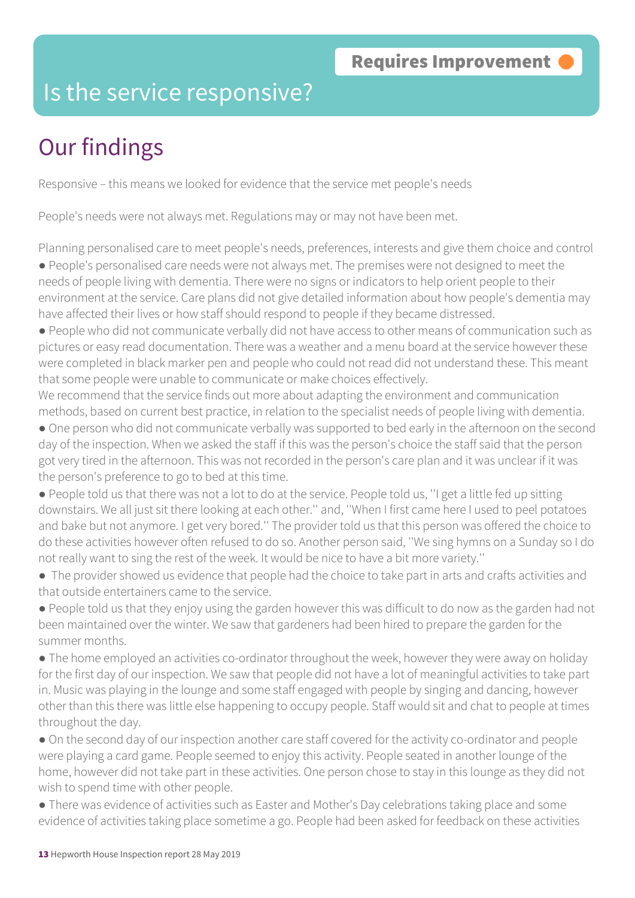# Is the service responsive?

**Requires Improvement**

## Our findings

Responsive – this means we looked for evidence that the service met people's needs

People's needs were not always met. Regulations may or may not have been met.

Planning personalised care to meet people's needs, preferences, interests and give them choice and control

- People's personalised care needs were not always met. The premises were not designed to meet the needs of people living with dementia. There were no signs or indicators to help orient people to their environment at the service. Care plans did not give detailed information about how people's dementia may have affected their lives or how staff should respond to people if they became distressed.
- People who did not communicate verbally did not have access to other means of communication such as pictures or easy read documentation. There was a weather and a menu board at the service however these were completed in black marker pen and people who could not read did not understand these. This meant that some people were unable to communicate or make choices effectively.

We recommend that the service finds out more about adapting the environment and communication methods, based on current best practice, in relation to the specialist needs of people living with dementia.

- One person who did not communicate verbally was supported to bed early in the afternoon on the second day of the inspection. When we asked the staff if this was the person's choice the staff said that the person got very tired in the afternoon. This was not recorded in the person's care plan and it was unclear if it was the person's preference to go to bed at this time.
- People told us that there was not a lot to do at the service. People told us, ''I get a little fed up sitting downstairs. We all just sit there looking at each other.'' and, ''When I first came here I used to peel potatoes and bake but not anymore. I get very bored.'' The provider told us that this person was offered the choice to do these activities however often refused to do so. Another person said, ''We sing hymns on a Sunday so I do not really want to sing the rest of the week. It would be nice to have a bit more variety.''
- The provider showed us evidence that people had the choice to take part in arts and crafts activities and that outside entertainers came to the service.
- People told us that they enjoy using the garden however this was difficult to do now as the garden had not been maintained over the winter. We saw that gardeners had been hired to prepare the garden for the summer months.
- The home employed an activities co-ordinator throughout the week, however they were away on holiday for the first day of our inspection. We saw that people did not have a lot of meaningful activities to take part in. Music was playing in the lounge and some staff engaged with people by singing and dancing, however other than this there was little else happening to occupy people. Staff would sit and chat to people at times throughout the day.
- On the second day of our inspection another care staff covered for the activity co-ordinator and people were playing a card game. People seemed to enjoy this activity. People seated in another lounge of the home, however did not take part in these activities. One person chose to stay in this lounge as they did not wish to spend time with other people.
- There was evidence of activities such as Easter and Mother's Day celebrations taking place and some evidence of activities taking place sometime a go. People had been asked for feedback on these activities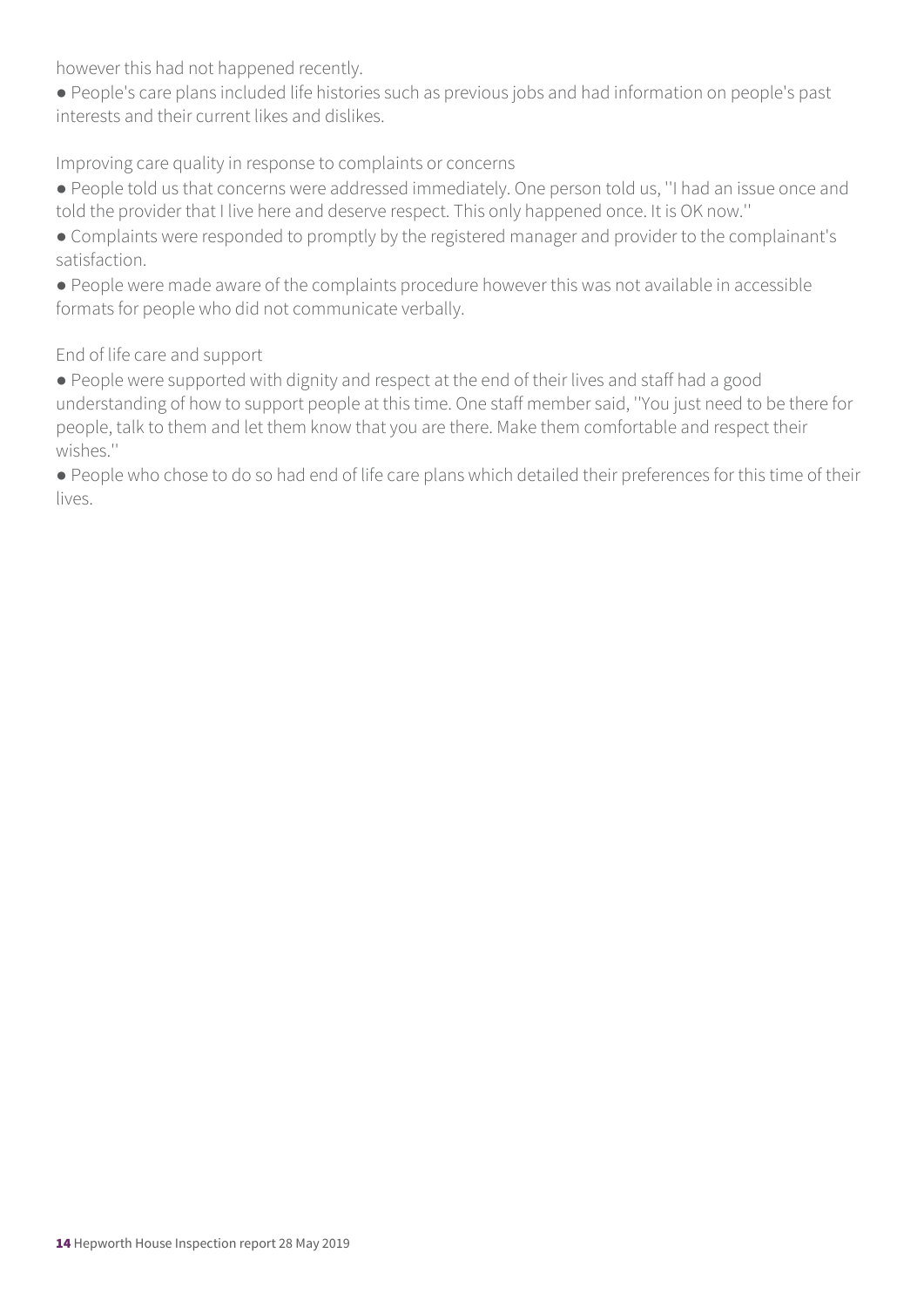however this had not happened recently.

- People's care plans included life histories such as previous jobs and had information on people's past interests and their current likes and dislikes.

Improving care quality in response to complaints or concerns

- People told us that concerns were addressed immediately. One person told us, ''I had an issue once and told the provider that I live here and deserve respect. This only happened once. It is OK now.''
- Complaints were responded to promptly by the registered manager and provider to the complainant's satisfaction.
- People were made aware of the complaints procedure however this was not available in accessible formats for people who did not communicate verbally.

End of life care and support

- People were supported with dignity and respect at the end of their lives and staff had a good understanding of how to support people at this time. One staff member said, ''You just need to be there for people, talk to them and let them know that you are there. Make them comfortable and respect their wishes.''
- People who chose to do so had end of life care plans which detailed their preferences for this time of their lives.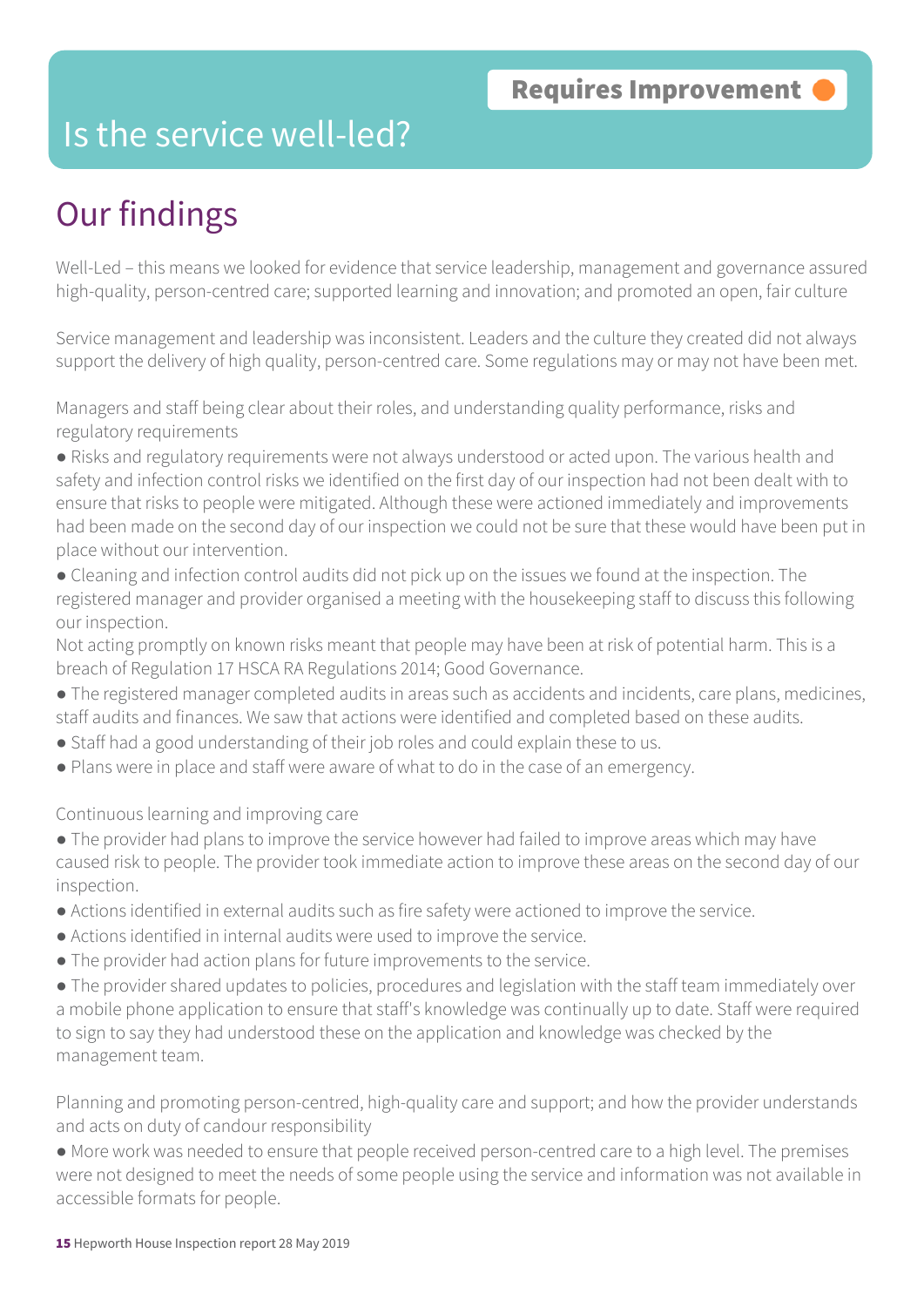Requires Improvement

# Is the service well-led?

## Our findings

Well-Led – this means we looked for evidence that service leadership, management and governance assured high-quality, person-centred care; supported learning and innovation; and promoted an open, fair culture

Service management and leadership was inconsistent. Leaders and the culture they created did not always support the delivery of high quality, person-centred care. Some regulations may or may not have been met.

Managers and staff being clear about their roles, and understanding quality performance, risks and regulatory requirements

- Risks and regulatory requirements were not always understood or acted upon. The various health and safety and infection control risks we identified on the first day of our inspection had not been dealt with to ensure that risks to people were mitigated. Although these were actioned immediately and improvements had been made on the second day of our inspection we could not be sure that these would have been put in place without our intervention.
- Cleaning and infection control audits did not pick up on the issues we found at the inspection. The registered manager and provider organised a meeting with the housekeeping staff to discuss this following our inspection.

Not acting promptly on known risks meant that people may have been at risk of potential harm. This is a breach of Regulation 17 HSCA RA Regulations 2014; Good Governance.

- The registered manager completed audits in areas such as accidents and incidents, care plans, medicines, staff audits and finances. We saw that actions were identified and completed based on these audits.
- Staff had a good understanding of their job roles and could explain these to us.
- Plans were in place and staff were aware of what to do in the case of an emergency.

Continuous learning and improving care

- The provider had plans to improve the service however had failed to improve areas which may have caused risk to people. The provider took immediate action to improve these areas on the second day of our inspection.
- Actions identified in external audits such as fire safety were actioned to improve the service.
- Actions identified in internal audits were used to improve the service.
- The provider had action plans for future improvements to the service.
- The provider shared updates to policies, procedures and legislation with the staff team immediately over a mobile phone application to ensure that staff's knowledge was continually up to date. Staff were required to sign to say they had understood these on the application and knowledge was checked by the management team.

Planning and promoting person-centred, high-quality care and support; and how the provider understands and acts on duty of candour responsibility

- More work was needed to ensure that people received person-centred care to a high level. The premises were not designed to meet the needs of some people using the service and information was not available in accessible formats for people.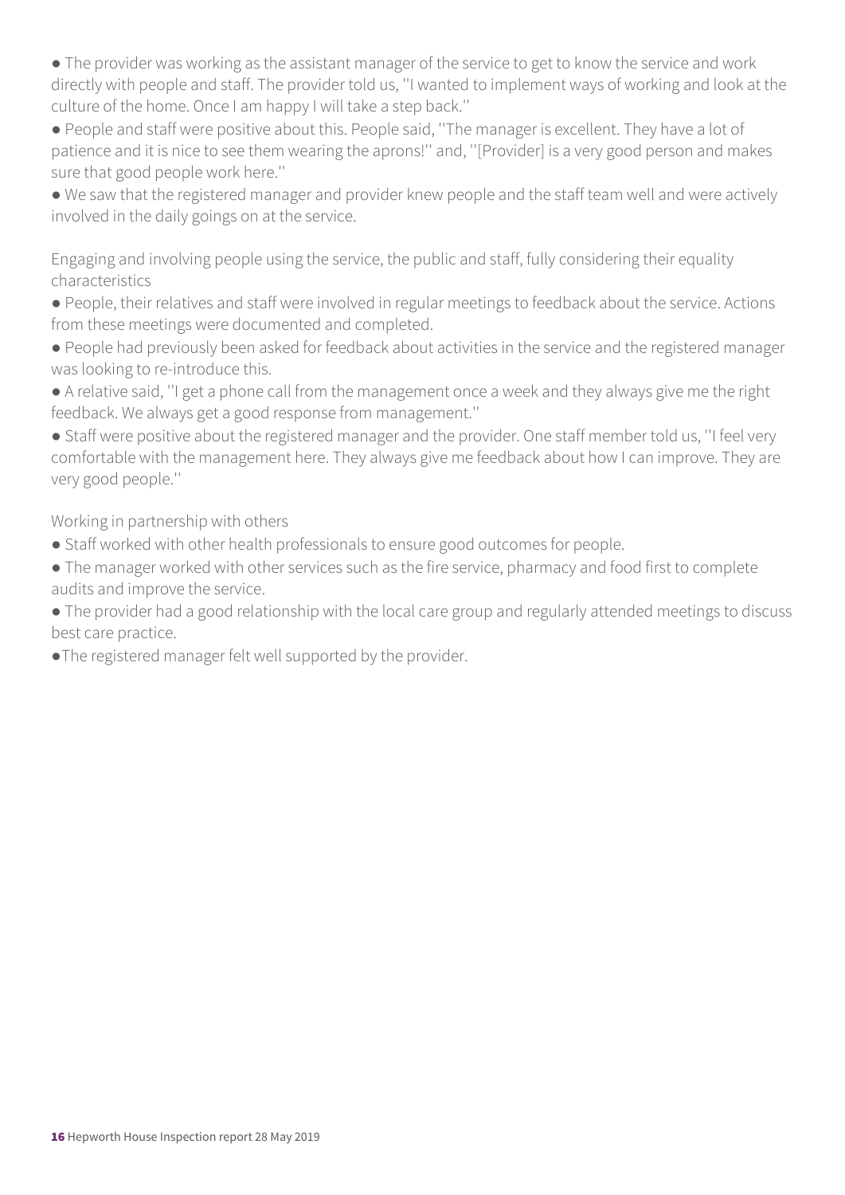- The provider was working as the assistant manager of the service to get to know the service and work directly with people and staff. The provider told us, ''I wanted to implement ways of working and look at the culture of the home. Once I am happy I will take a step back.''
- People and staff were positive about this. People said, ''The manager is excellent. They have a lot of patience and it is nice to see them wearing the aprons!'' and, ''[Provider] is a very good person and makes sure that good people work here.''
- We saw that the registered manager and provider knew people and the staff team well and were actively involved in the daily goings on at the service.

Engaging and involving people using the service, the public and staff, fully considering their equality characteristics

- People, their relatives and staff were involved in regular meetings to feedback about the service. Actions from these meetings were documented and completed.
- People had previously been asked for feedback about activities in the service and the registered manager was looking to re-introduce this.
- A relative said, ''I get a phone call from the management once a week and they always give me the right feedback. We always get a good response from management.''
- Staff were positive about the registered manager and the provider. One staff member told us, ''I feel very comfortable with the management here. They always give me feedback about how I can improve. They are very good people.''

Working in partnership with others

- Staff worked with other health professionals to ensure good outcomes for people.
- The manager worked with other services such as the fire service, pharmacy and food first to complete audits and improve the service.
- The provider had a good relationship with the local care group and regularly attended meetings to discuss best care practice.
- The registered manager felt well supported by the provider.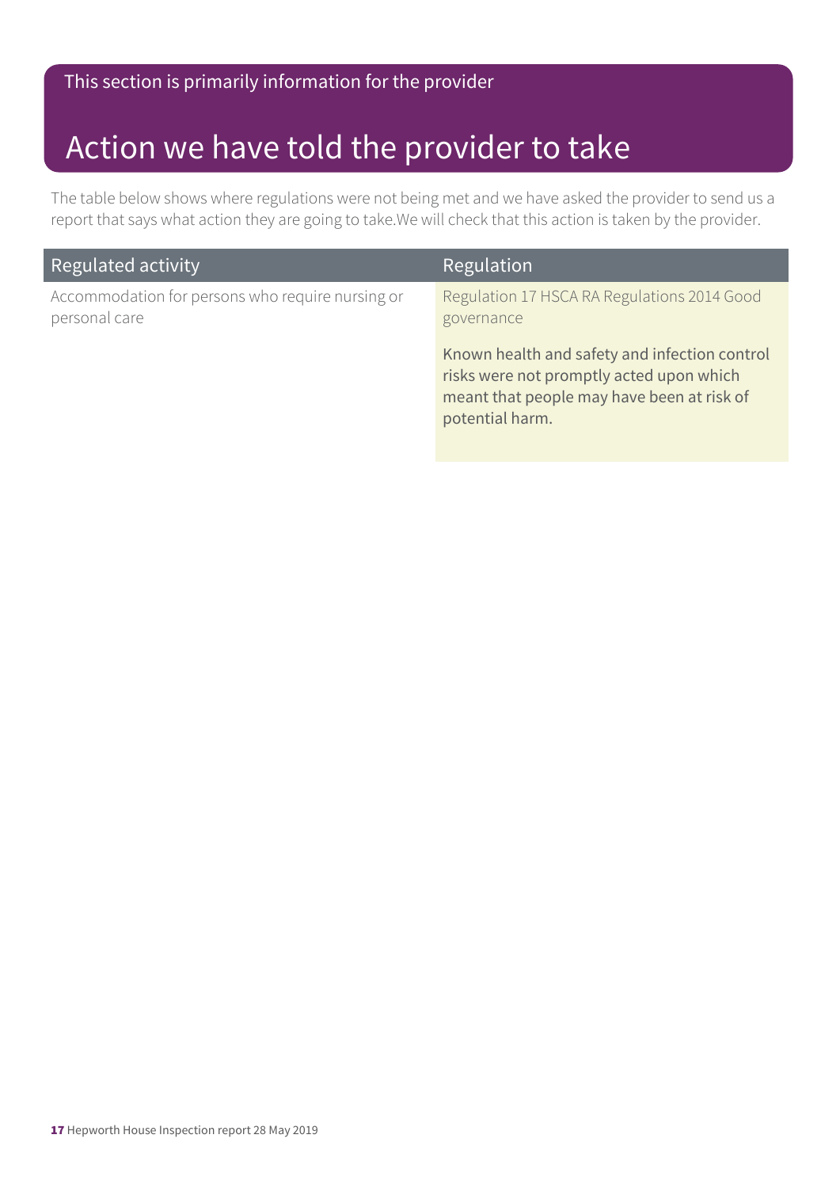This section is primarily information for the provider

# Action we have told the provider to take

The table below shows where regulations were not being met and we have asked the provider to send us a report that says what action they are going to take.We will check that this action is taken by the provider.

| Regulated activity | Regulation |
| --- | --- |
| Accommodation for persons who require nursing or personal care | Regulation 17 HSCA RA Regulations 2014 Good governance<br><br>Known health and safety and infection control risks were not promptly acted upon which meant that people may have been at risk of potential harm. |